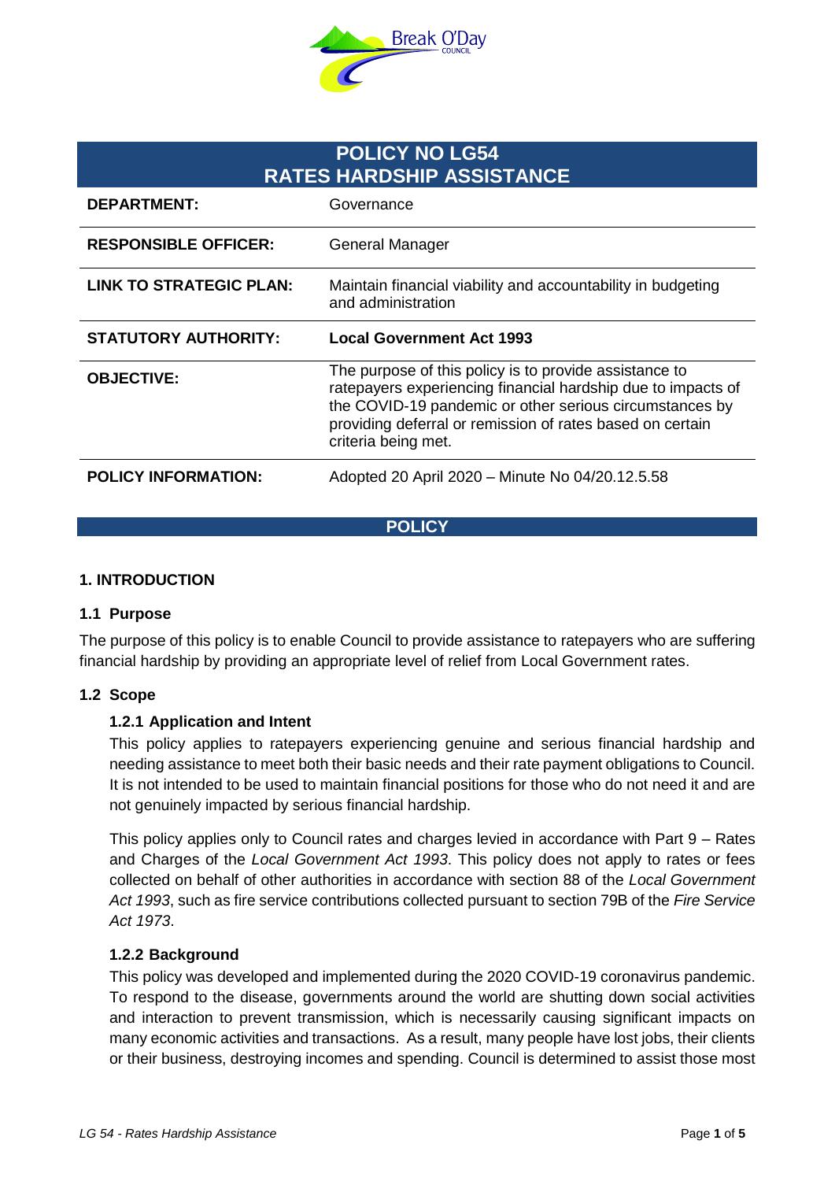# POLICY NO LG54
# RATES HARDSHIP ASSISTANCE

| | |
|---|---|
| **DEPARTMENT:** | Governance |
| **RESPONSIBLE OFFICER:** | General Manager |
| **LINK TO STRATEGIC PLAN:** | Maintain financial viability and accountability in budgeting and administration |
| **STATUTORY AUTHORITY:** | **Local Government Act 1993** |
| **OBJECTIVE:** | The purpose of this policy is to provide assistance to ratepayers experiencing financial hardship due to impacts of the COVID-19 pandemic or other serious circumstances by providing deferral or remission of rates based on certain criteria being met. |
| **POLICY INFORMATION:** | Adopted 20 April 2020 – Minute No 04/20.12.5.58 |

## POLICY

### 1. INTRODUCTION

#### 1.1 Purpose

The purpose of this policy is to enable Council to provide assistance to ratepayers who are suffering financial hardship by providing an appropriate level of relief from Local Government rates.

#### 1.2 Scope

##### 1.2.1 Application and Intent

This policy applies to ratepayers experiencing genuine and serious financial hardship and needing assistance to meet both their basic needs and their rate payment obligations to Council. It is not intended to be used to maintain financial positions for those who do not need it and are not genuinely impacted by serious financial hardship.

This policy applies only to Council rates and charges levied in accordance with Part 9 – Rates and Charges of the *Local Government Act 1993*. This policy does not apply to rates or fees collected on behalf of other authorities in accordance with section 88 of the *Local Government Act 1993*, such as fire service contributions collected pursuant to section 79B of the *Fire Service Act 1973*.

##### 1.2.2 Background

This policy was developed and implemented during the 2020 COVID-19 coronavirus pandemic. To respond to the disease, governments around the world are shutting down social activities and interaction to prevent transmission, which is necessarily causing significant impacts on many economic activities and transactions. As a result, many people have lost jobs, their clients or their business, destroying incomes and spending. Council is determined to assist those most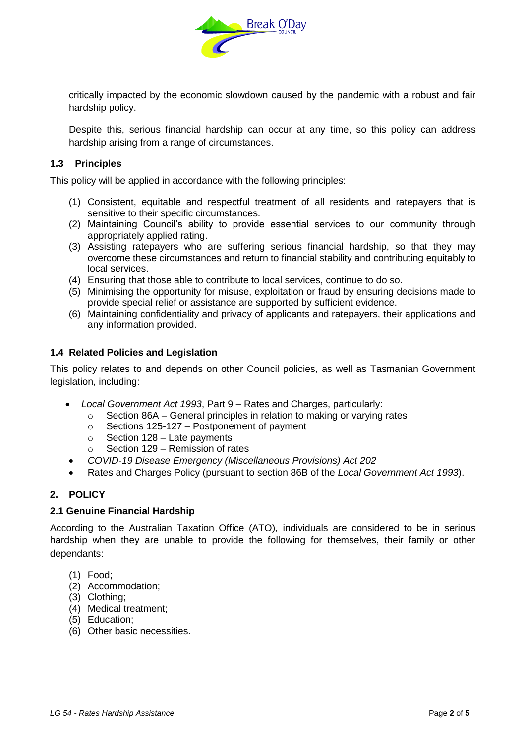critically impacted by the economic slowdown caused by the pandemic with a robust and fair hardship policy.

Despite this, serious financial hardship can occur at any time, so this policy can address hardship arising from a range of circumstances.

### 1.3 Principles

This policy will be applied in accordance with the following principles:

(1) Consistent, equitable and respectful treatment of all residents and ratepayers that is sensitive to their specific circumstances.
(2) Maintaining Council's ability to provide essential services to our community through appropriately applied rating.
(3) Assisting ratepayers who are suffering serious financial hardship, so that they may overcome these circumstances and return to financial stability and contributing equitably to local services.
(4) Ensuring that those able to contribute to local services, continue to do so.
(5) Minimising the opportunity for misuse, exploitation or fraud by ensuring decisions made to provide special relief or assistance are supported by sufficient evidence.
(6) Maintaining confidentiality and privacy of applicants and ratepayers, their applications and any information provided.

### 1.4 Related Policies and Legislation

This policy relates to and depends on other Council policies, as well as Tasmanian Government legislation, including:

- *Local Government Act 1993*, Part 9 – Rates and Charges, particularly:
  - Section 86A – General principles in relation to making or varying rates
  - Sections 125-127 – Postponement of payment
  - Section 128 – Late payments
  - Section 129 – Remission of rates
- *COVID-19 Disease Emergency (Miscellaneous Provisions) Act 202*
- Rates and Charges Policy (pursuant to section 86B of the *Local Government Act 1993*).

## 2. POLICY

### 2.1 Genuine Financial Hardship

According to the Australian Taxation Office (ATO), individuals are considered to be in serious hardship when they are unable to provide the following for themselves, their family or other dependants:

(1) Food;
(2) Accommodation;
(3) Clothing;
(4) Medical treatment;
(5) Education;
(6) Other basic necessities.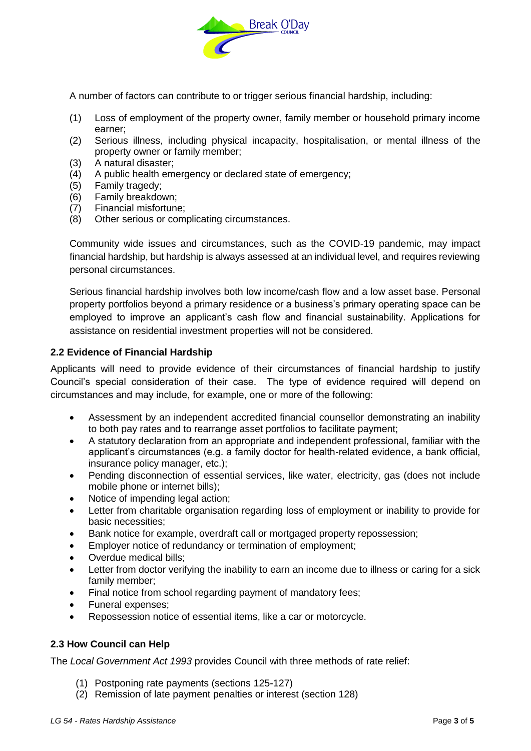A number of factors can contribute to or trigger serious financial hardship, including:

(1) Loss of employment of the property owner, family member or household primary income earner;
(2) Serious illness, including physical incapacity, hospitalisation, or mental illness of the property owner or family member;
(3) A natural disaster;
(4) A public health emergency or declared state of emergency;
(5) Family tragedy;
(6) Family breakdown;
(7) Financial misfortune;
(8) Other serious or complicating circumstances.

Community wide issues and circumstances, such as the COVID-19 pandemic, may impact financial hardship, but hardship is always assessed at an individual level, and requires reviewing personal circumstances.

Serious financial hardship involves both low income/cash flow and a low asset base. Personal property portfolios beyond a primary residence or a business's primary operating space can be employed to improve an applicant's cash flow and financial sustainability. Applications for assistance on residential investment properties will not be considered.

### 2.2 Evidence of Financial Hardship

Applicants will need to provide evidence of their circumstances of financial hardship to justify Council's special consideration of their case. The type of evidence required will depend on circumstances and may include, for example, one or more of the following:

- Assessment by an independent accredited financial counsellor demonstrating an inability to both pay rates and to rearrange asset portfolios to facilitate payment;
- A statutory declaration from an appropriate and independent professional, familiar with the applicant's circumstances (e.g. a family doctor for health-related evidence, a bank official, insurance policy manager, etc.);
- Pending disconnection of essential services, like water, electricity, gas (does not include mobile phone or internet bills);
- Notice of impending legal action;
- Letter from charitable organisation regarding loss of employment or inability to provide for basic necessities;
- Bank notice for example, overdraft call or mortgaged property repossession;
- Employer notice of redundancy or termination of employment;
- Overdue medical bills;
- Letter from doctor verifying the inability to earn an income due to illness or caring for a sick family member;
- Final notice from school regarding payment of mandatory fees;
- Funeral expenses;
- Repossession notice of essential items, like a car or motorcycle.

### 2.3 How Council can Help

The *Local Government Act 1993* provides Council with three methods of rate relief:

(1) Postponing rate payments (sections 125-127)
(2) Remission of late payment penalties or interest (section 128)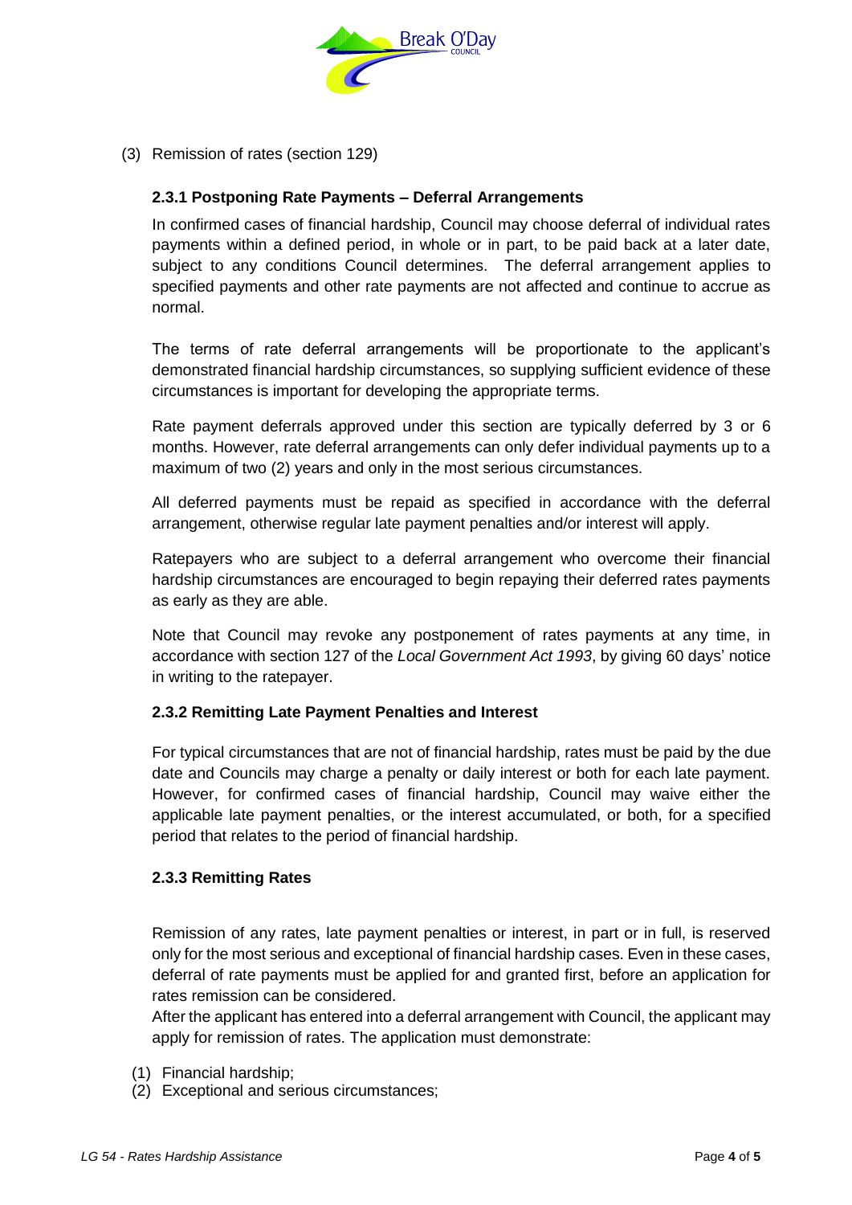(3) Remission of rates (section 129)

### 2.3.1 Postponing Rate Payments – Deferral Arrangements

In confirmed cases of financial hardship, Council may choose deferral of individual rates payments within a defined period, in whole or in part, to be paid back at a later date, subject to any conditions Council determines. The deferral arrangement applies to specified payments and other rate payments are not affected and continue to accrue as normal.

The terms of rate deferral arrangements will be proportionate to the applicant's demonstrated financial hardship circumstances, so supplying sufficient evidence of these circumstances is important for developing the appropriate terms.

Rate payment deferrals approved under this section are typically deferred by 3 or 6 months. However, rate deferral arrangements can only defer individual payments up to a maximum of two (2) years and only in the most serious circumstances.

All deferred payments must be repaid as specified in accordance with the deferral arrangement, otherwise regular late payment penalties and/or interest will apply.

Ratepayers who are subject to a deferral arrangement who overcome their financial hardship circumstances are encouraged to begin repaying their deferred rates payments as early as they are able.

Note that Council may revoke any postponement of rates payments at any time, in accordance with section 127 of the *Local Government Act 1993*, by giving 60 days' notice in writing to the ratepayer.

### 2.3.2 Remitting Late Payment Penalties and Interest

For typical circumstances that are not of financial hardship, rates must be paid by the due date and Councils may charge a penalty or daily interest or both for each late payment. However, for confirmed cases of financial hardship, Council may waive either the applicable late payment penalties, or the interest accumulated, or both, for a specified period that relates to the period of financial hardship.

### 2.3.3 Remitting Rates

Remission of any rates, late payment penalties or interest, in part or in full, is reserved only for the most serious and exceptional of financial hardship cases. Even in these cases, deferral of rate payments must be applied for and granted first, before an application for rates remission can be considered.

After the applicant has entered into a deferral arrangement with Council, the applicant may apply for remission of rates. The application must demonstrate:

(1) Financial hardship;
(2) Exceptional and serious circumstances;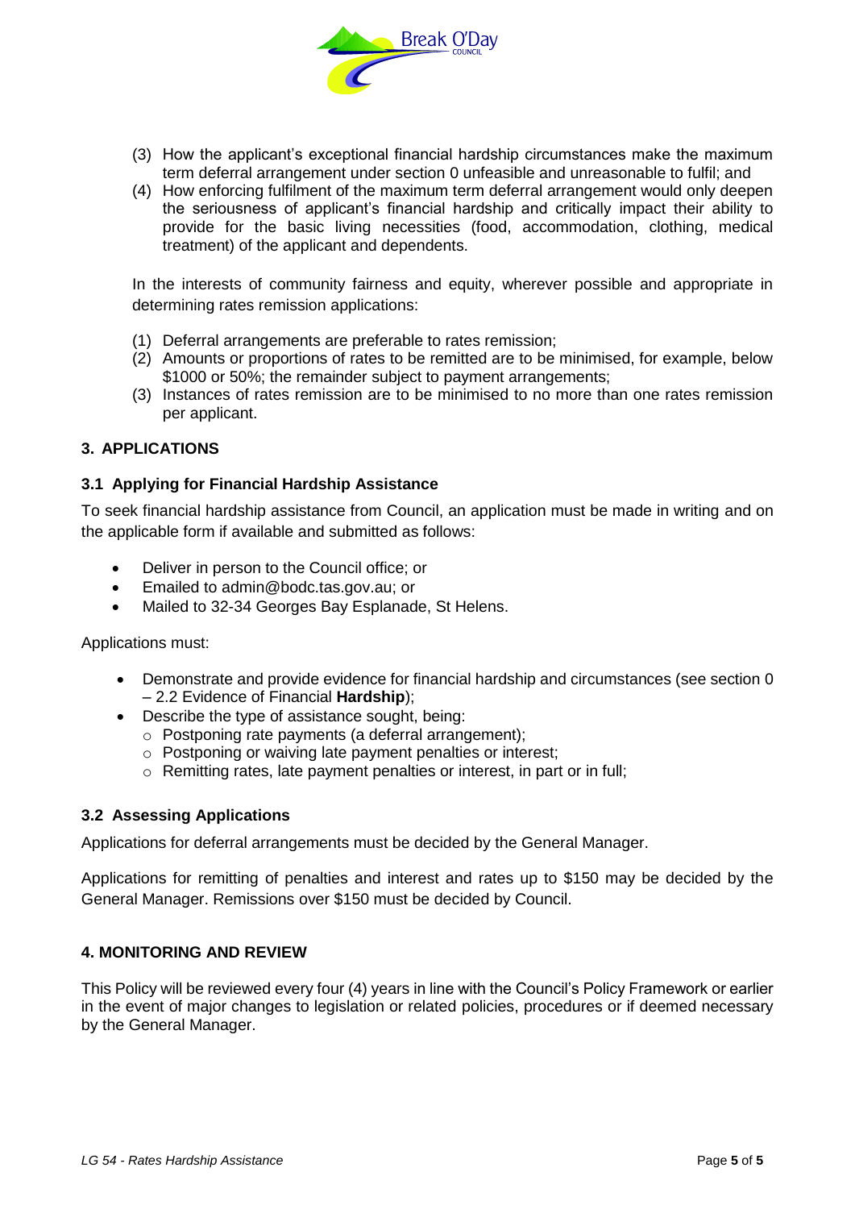(3) How the applicant's exceptional financial hardship circumstances make the maximum term deferral arrangement under section 0 unfeasible and unreasonable to fulfil; and
(4) How enforcing fulfilment of the maximum term deferral arrangement would only deepen the seriousness of applicant's financial hardship and critically impact their ability to provide for the basic living necessities (food, accommodation, clothing, medical treatment) of the applicant and dependents.

In the interests of community fairness and equity, wherever possible and appropriate in determining rates remission applications:

(1) Deferral arrangements are preferable to rates remission;
(2) Amounts or proportions of rates to be remitted are to be minimised, for example, below $1000 or 50%; the remainder subject to payment arrangements;
(3) Instances of rates remission are to be minimised to no more than one rates remission per applicant.

## 3. APPLICATIONS

### 3.1 Applying for Financial Hardship Assistance

To seek financial hardship assistance from Council, an application must be made in writing and on the applicable form if available and submitted as follows:

- Deliver in person to the Council office; or
- Emailed to admin@bodc.tas.gov.au; or
- Mailed to 32-34 Georges Bay Esplanade, St Helens.

Applications must:

- Demonstrate and provide evidence for financial hardship and circumstances (see section 0 – 2.2 Evidence of Financial **Hardship**);
- Describe the type of assistance sought, being:
  - Postponing rate payments (a deferral arrangement);
  - Postponing or waiving late payment penalties or interest;
  - Remitting rates, late payment penalties or interest, in part or in full;

### 3.2 Assessing Applications

Applications for deferral arrangements must be decided by the General Manager.

Applications for remitting of penalties and interest and rates up to $150 may be decided by the General Manager. Remissions over $150 must be decided by Council.

## 4. MONITORING AND REVIEW

This Policy will be reviewed every four (4) years in line with the Council's Policy Framework or earlier in the event of major changes to legislation or related policies, procedures or if deemed necessary by the General Manager.